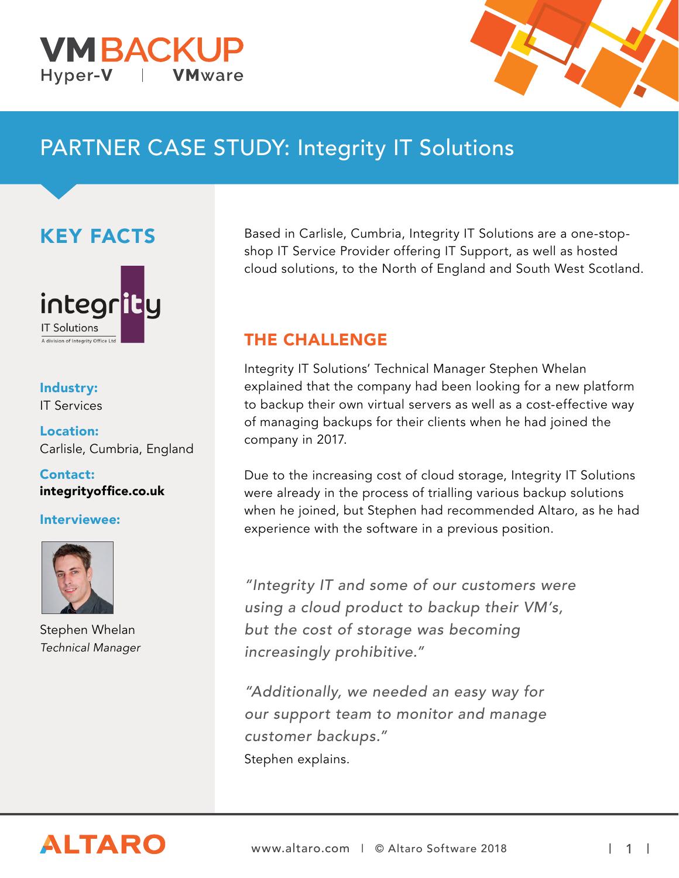VM BACKUP
Hyper-V | VMware

# PARTNER CASE STUDY: Integrity IT Solutions

## KEY FACTS

integrity
IT Solutions
A division of Integrity Office Ltd

**Industry:**
IT Services

**Location:**
Carlisle, Cumbria, England

**Contact:**
**integrityoffice.co.uk**

**Interviewee:**

Stephen Whelan
*Technical Manager*

Based in Carlisle, Cumbria, Integrity IT Solutions are a one-stop-shop IT Service Provider offering IT Support, as well as hosted cloud solutions, to the North of England and South West Scotland.

## THE CHALLENGE

Integrity IT Solutions' Technical Manager Stephen Whelan explained that the company had been looking for a new platform to backup their own virtual servers as well as a cost-effective way of managing backups for their clients when he had joined the company in 2017.

Due to the increasing cost of cloud storage, Integrity IT Solutions were already in the process of trialling various backup solutions when he joined, but Stephen had recommended Altaro, as he had experience with the software in a previous position.

*"Integrity IT and some of our customers were using a cloud product to backup their VM's, but the cost of storage was becoming increasingly prohibitive."*

*"Additionally, we needed an easy way for our support team to monitor and manage customer backups."*
Stephen explains.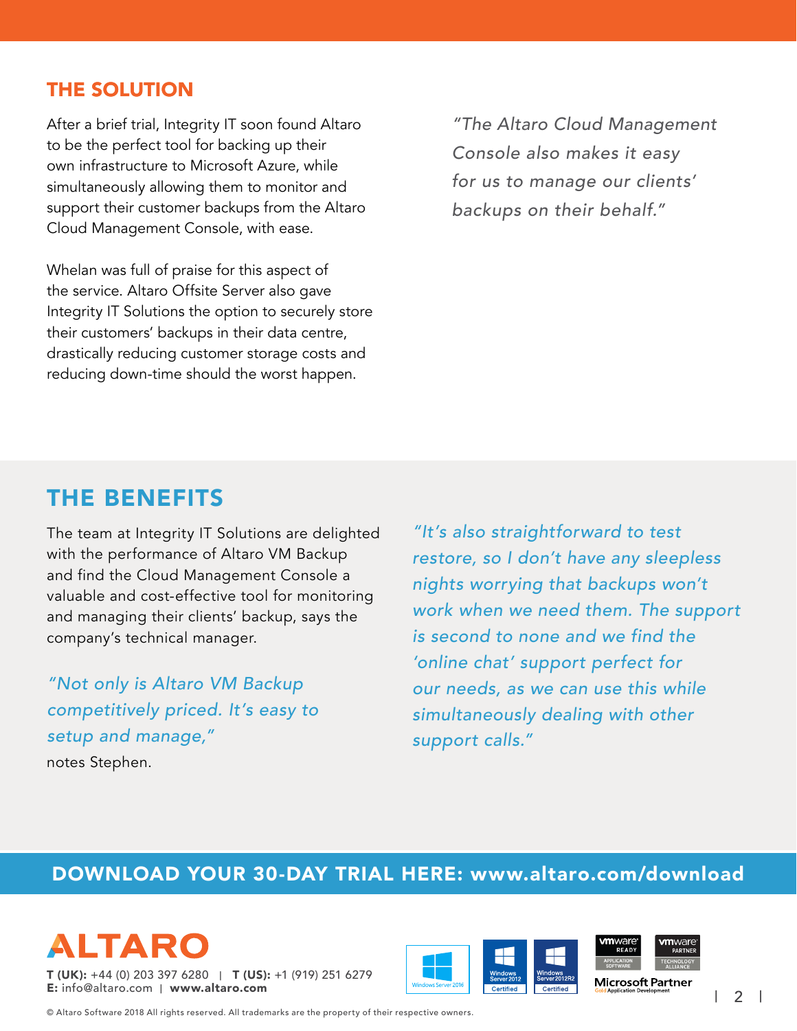## THE SOLUTION

After a brief trial, Integrity IT soon found Altaro to be the perfect tool for backing up their own infrastructure to Microsoft Azure, while simultaneously allowing them to monitor and support their customer backups from the Altaro Cloud Management Console, with ease.

Whelan was full of praise for this aspect of the service. Altaro Offsite Server also gave Integrity IT Solutions the option to securely store their customers' backups in their data centre, drastically reducing customer storage costs and reducing down-time should the worst happen.

*"The Altaro Cloud Management Console also makes it easy for us to manage our clients' backups on their behalf."*

## THE BENEFITS

The team at Integrity IT Solutions are delighted with the performance of Altaro VM Backup and find the Cloud Management Console a valuable and cost-effective tool for monitoring and managing their clients' backup, says the company's technical manager.

*"Not only is Altaro VM Backup competitively priced. It's easy to setup and manage,"*
notes Stephen.

*"It's also straightforward to test restore, so I don't have any sleepless nights worrying that backups won't work when we need them. The support is second to none and we find the 'online chat' support perfect for our needs, as we can use this while simultaneously dealing with other support calls."*

**DOWNLOAD YOUR 30-DAY TRIAL HERE: www.altaro.com/download**

ALTARO

**T (UK):** +44 (0) 203 397 6280 | **T (US):** +1 (919) 251 6279
**E:** info@altaro.com | **www.altaro.com**

Windows Server 2016 | Windows Server 2012 Certified | Windows Server 2012R2 Certified | vmware READY APPLICATION SOFTWARE | vmware PARTNER TECHNOLOGY ALLIANCE | Microsoft Partner Gold Application Development

© Altaro Software 2018 All rights reserved. All trademarks are the property of their respective owners.